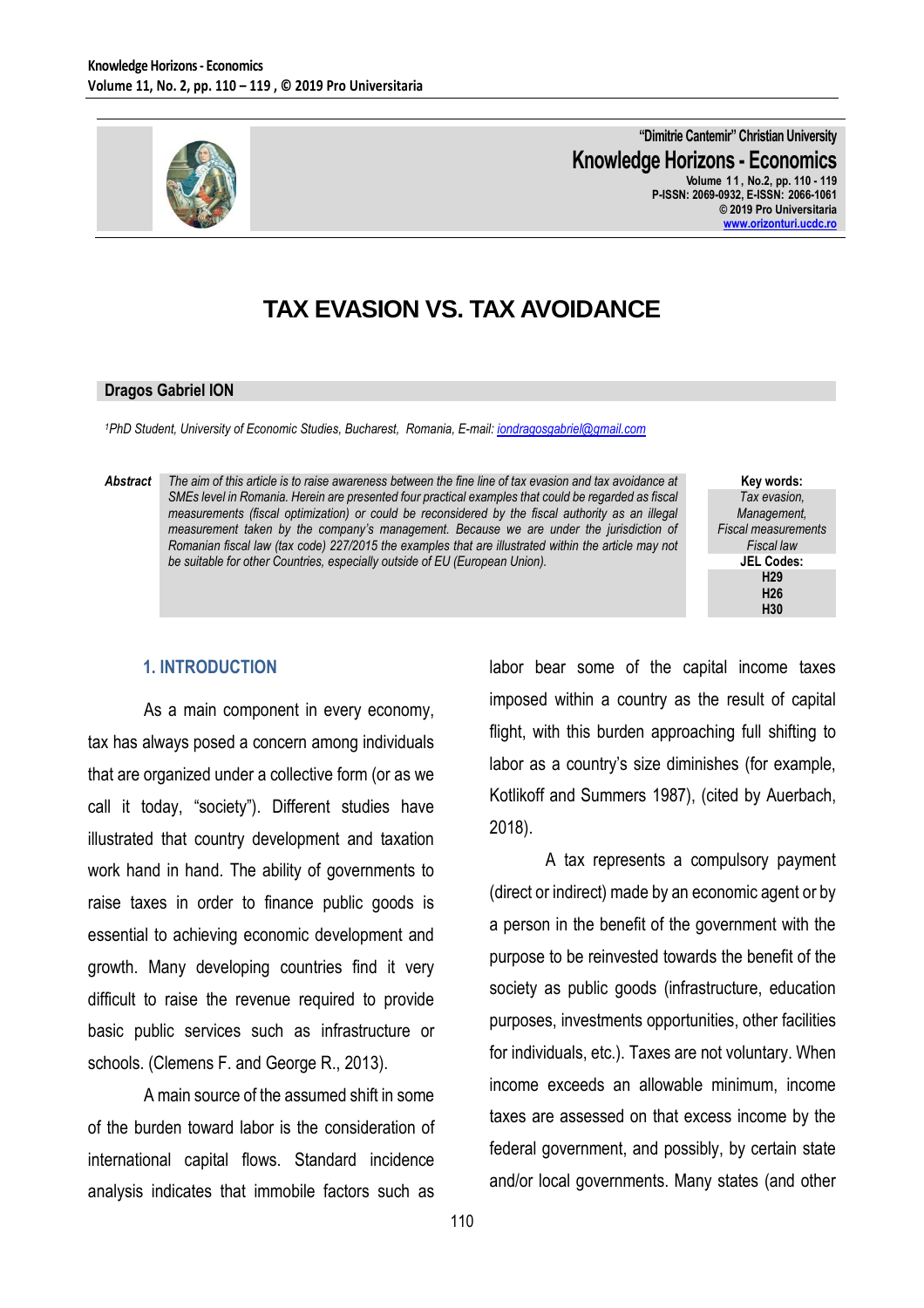"Dimitrie Cantemir" Christian University

**Knowledge Horizons - Economics**

Volume 11, No.2, pp. 110 - 119
P-ISSN: 2069-0932, E-ISSN: 2066-1061
© 2019 Pro Universitaria
www.orizonturi.ucdc.ro

# TAX EVASION VS. TAX AVOIDANCE

**Dragos Gabriel ION**

[1]*PhD Student, University of Economic Studies, Bucharest, Romania, E-mail: iondragosgabriel@gmail.com*

**Abstract** *The aim of this article is to raise awareness between the fine line of tax evasion and tax avoidance at SMEs level in Romania. Herein are presented four practical examples that could be regarded as fiscal measurements (fiscal optimization) or could be reconsidered by the fiscal authority as an illegal measurement taken by the company's management. Because we are under the jurisdiction of Romanian fiscal law (tax code) 227/2015 the examples that are illustrated within the article may not be suitable for other Countries, especially outside of EU (European Union).*

**Key words:**
*Tax evasion, Management, Fiscal measurements Fiscal law*

**JEL Codes:**
H29
H26
H30

## 1. INTRODUCTION

As a main component in every economy, tax has always posed a concern among individuals that are organized under a collective form (or as we call it today, "society"). Different studies have illustrated that country development and taxation work hand in hand. The ability of governments to raise taxes in order to finance public goods is essential to achieving economic development and growth. Many developing countries find it very difficult to raise the revenue required to provide basic public services such as infrastructure or schools. (Clemens F. and George R., 2013).

A main source of the assumed shift in some of the burden toward labor is the consideration of international capital flows. Standard incidence analysis indicates that immobile factors such as labor bear some of the capital income taxes imposed within a country as the result of capital flight, with this burden approaching full shifting to labor as a country's size diminishes (for example, Kotlikoff and Summers 1987), (cited by Auerbach, 2018).

A tax represents a compulsory payment (direct or indirect) made by an economic agent or by a person in the benefit of the government with the purpose to be reinvested towards the benefit of the society as public goods (infrastructure, education purposes, investments opportunities, other facilities for individuals, etc.). Taxes are not voluntary. When income exceeds an allowable minimum, income taxes are assessed on that excess income by the federal government, and possibly, by certain state and/or local governments. Many states (and other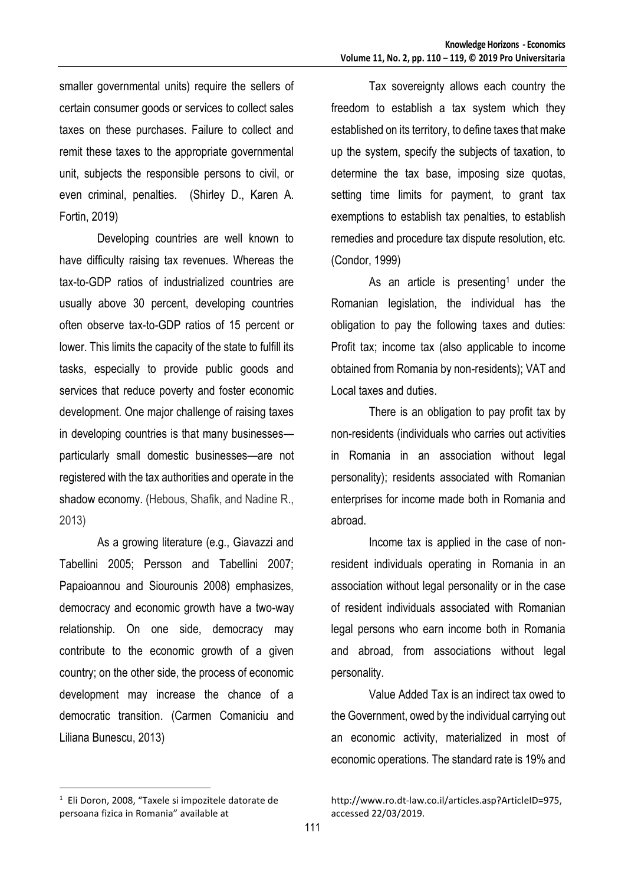smaller governmental units) require the sellers of certain consumer goods or services to collect sales taxes on these purchases. Failure to collect and remit these taxes to the appropriate governmental unit, subjects the responsible persons to civil, or even criminal, penalties. (Shirley D., Karen A. Fortin, 2019)

Developing countries are well known to have difficulty raising tax revenues. Whereas the tax-to-GDP ratios of industrialized countries are usually above 30 percent, developing countries often observe tax-to-GDP ratios of 15 percent or lower. This limits the capacity of the state to fulfill its tasks, especially to provide public goods and services that reduce poverty and foster economic development. One major challenge of raising taxes in developing countries is that many businesses—particularly small domestic businesses—are not registered with the tax authorities and operate in the shadow economy. (Hebous, Shafik, and Nadine R., 2013)

As a growing literature (e.g., Giavazzi and Tabellini 2005; Persson and Tabellini 2007; Papaioannou and Siourounis 2008) emphasizes, democracy and economic growth have a two-way relationship. On one side, democracy may contribute to the economic growth of a given country; on the other side, the process of economic development may increase the chance of a democratic transition. (Carmen Comaniciu and Liliana Bunescu, 2013)

Tax sovereignty allows each country the freedom to establish a tax system which they established on its territory, to define taxes that make up the system, specify the subjects of taxation, to determine the tax base, imposing size quotas, setting time limits for payment, to grant tax exemptions to establish tax penalties, to establish remedies and procedure tax dispute resolution, etc. (Condor, 1999)

As an article is presenting[1] under the Romanian legislation, the individual has the obligation to pay the following taxes and duties: Profit tax; income tax (also applicable to income obtained from Romania by non-residents); VAT and Local taxes and duties.

There is an obligation to pay profit tax by non-residents (individuals who carries out activities in Romania in an association without legal personality); residents associated with Romanian enterprises for income made both in Romania and abroad.

Income tax is applied in the case of non-resident individuals operating in Romania in an association without legal personality or in the case of resident individuals associated with Romanian legal persons who earn income both in Romania and abroad, from associations without legal personality.

Value Added Tax is an indirect tax owed to the Government, owed by the individual carrying out an economic activity, materialized in most of economic operations. The standard rate is 19% and

---

[1] Eli Doron, 2008, "Taxele si impozitele datorate de persoana fizica in Romania" available at http://www.ro.dt-law.co.il/articles.asp?ArticleID=975, accessed 22/03/2019.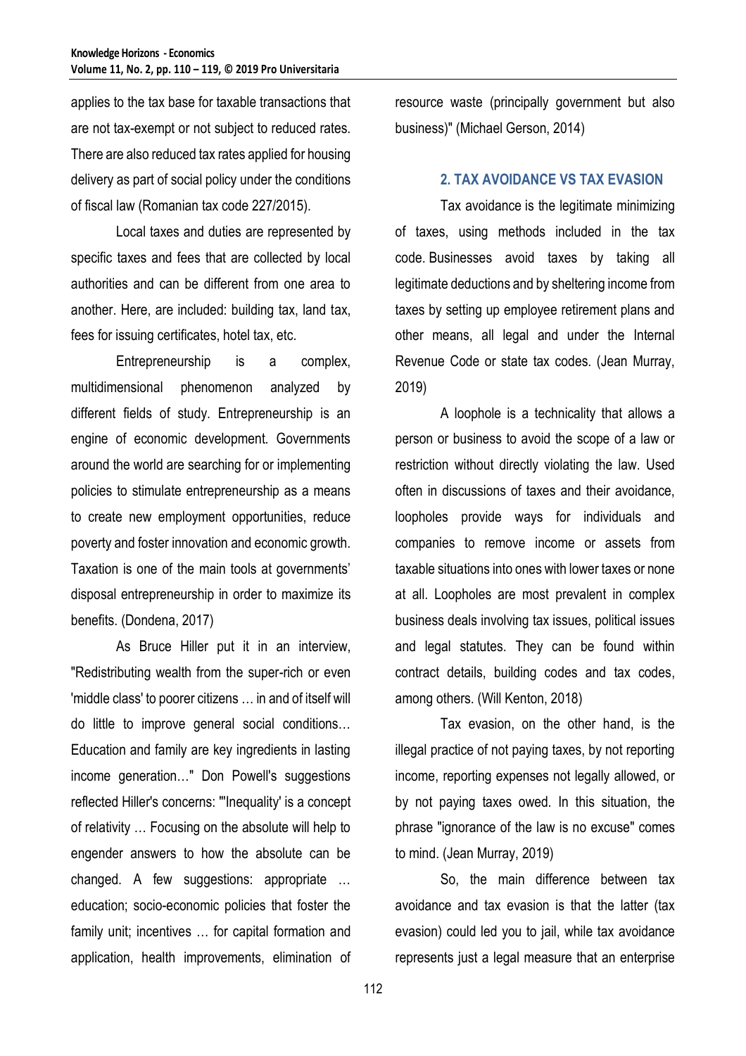applies to the tax base for taxable transactions that are not tax-exempt or not subject to reduced rates. There are also reduced tax rates applied for housing delivery as part of social policy under the conditions of fiscal law (Romanian tax code 227/2015).

Local taxes and duties are represented by specific taxes and fees that are collected by local authorities and can be different from one area to another. Here, are included: building tax, land tax, fees for issuing certificates, hotel tax, etc.

Entrepreneurship is a complex, multidimensional phenomenon analyzed by different fields of study. Entrepreneurship is an engine of economic development. Governments around the world are searching for or implementing policies to stimulate entrepreneurship as a means to create new employment opportunities, reduce poverty and foster innovation and economic growth. Taxation is one of the main tools at governments' disposal entrepreneurship in order to maximize its benefits. (Dondena, 2017)

As Bruce Hiller put it in an interview, "Redistributing wealth from the super-rich or even 'middle class' to poorer citizens … in and of itself will do little to improve general social conditions… Education and family are key ingredients in lasting income generation…" Don Powell's suggestions reflected Hiller's concerns: "'Inequality' is a concept of relativity … Focusing on the absolute will help to engender answers to how the absolute can be changed. A few suggestions: appropriate … education; socio-economic policies that foster the family unit; incentives … for capital formation and application, health improvements, elimination of resource waste (principally government but also business)" (Michael Gerson, 2014)

## 2. TAX AVOIDANCE VS TAX EVASION

Tax avoidance is the legitimate minimizing of taxes, using methods included in the tax code. Businesses avoid taxes by taking all legitimate deductions and by sheltering income from taxes by setting up employee retirement plans and other means, all legal and under the Internal Revenue Code or state tax codes. (Jean Murray, 2019)

A loophole is a technicality that allows a person or business to avoid the scope of a law or restriction without directly violating the law. Used often in discussions of taxes and their avoidance, loopholes provide ways for individuals and companies to remove income or assets from taxable situations into ones with lower taxes or none at all. Loopholes are most prevalent in complex business deals involving tax issues, political issues and legal statutes. They can be found within contract details, building codes and tax codes, among others. (Will Kenton, 2018)

Tax evasion, on the other hand, is the illegal practice of not paying taxes, by not reporting income, reporting expenses not legally allowed, or by not paying taxes owed. In this situation, the phrase "ignorance of the law is no excuse" comes to mind. (Jean Murray, 2019)

So, the main difference between tax avoidance and tax evasion is that the latter (tax evasion) could led you to jail, while tax avoidance represents just a legal measure that an enterprise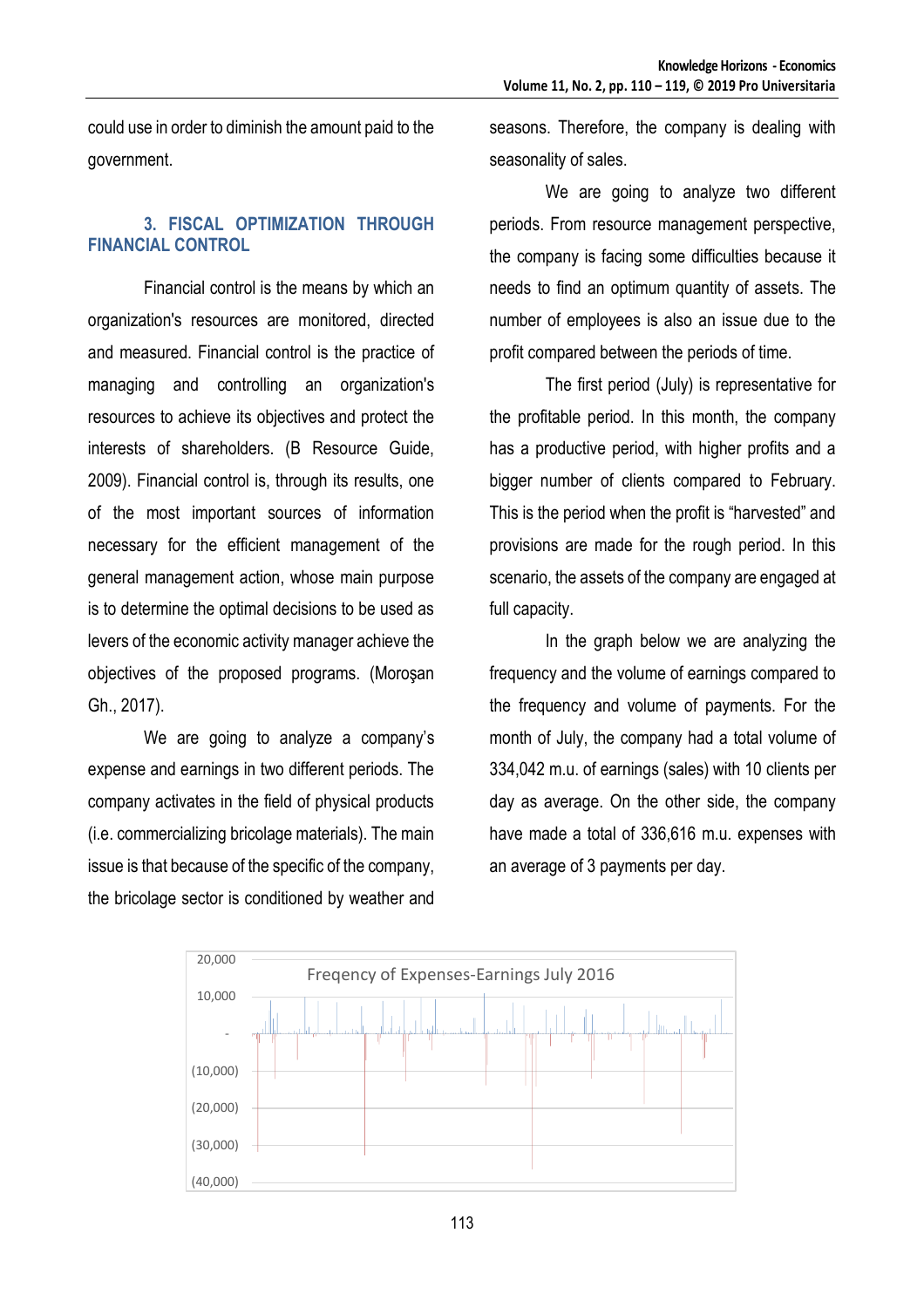could use in order to diminish the amount paid to the government.

### 3. FISCAL OPTIMIZATION THROUGH FINANCIAL CONTROL

Financial control is the means by which an organization's resources are monitored, directed and measured. Financial control is the practice of managing and controlling an organization's resources to achieve its objectives and protect the interests of shareholders. (B Resource Guide, 2009). Financial control is, through its results, one of the most important sources of information necessary for the efficient management of the general management action, whose main purpose is to determine the optimal decisions to be used as levers of the economic activity manager achieve the objectives of the proposed programs. (Moroşan Gh., 2017).

We are going to analyze a company's expense and earnings in two different periods. The company activates in the field of physical products (i.e. commercializing bricolage materials). The main issue is that because of the specific of the company, the bricolage sector is conditioned by weather and seasons. Therefore, the company is dealing with seasonality of sales.

We are going to analyze two different periods. From resource management perspective, the company is facing some difficulties because it needs to find an optimum quantity of assets. The number of employees is also an issue due to the profit compared between the periods of time.

The first period (July) is representative for the profitable period. In this month, the company has a productive period, with higher profits and a bigger number of clients compared to February. This is the period when the profit is "harvested" and provisions are made for the rough period. In this scenario, the assets of the company are engaged at full capacity.

In the graph below we are analyzing the frequency and the volume of earnings compared to the frequency and volume of payments. For the month of July, the company had a total volume of 334,042 m.u. of earnings (sales) with 10 clients per day as average. On the other side, the company have made a total of 336,616 m.u. expenses with an average of 3 payments per day.

Freqency of Expenses-Earnings July 2016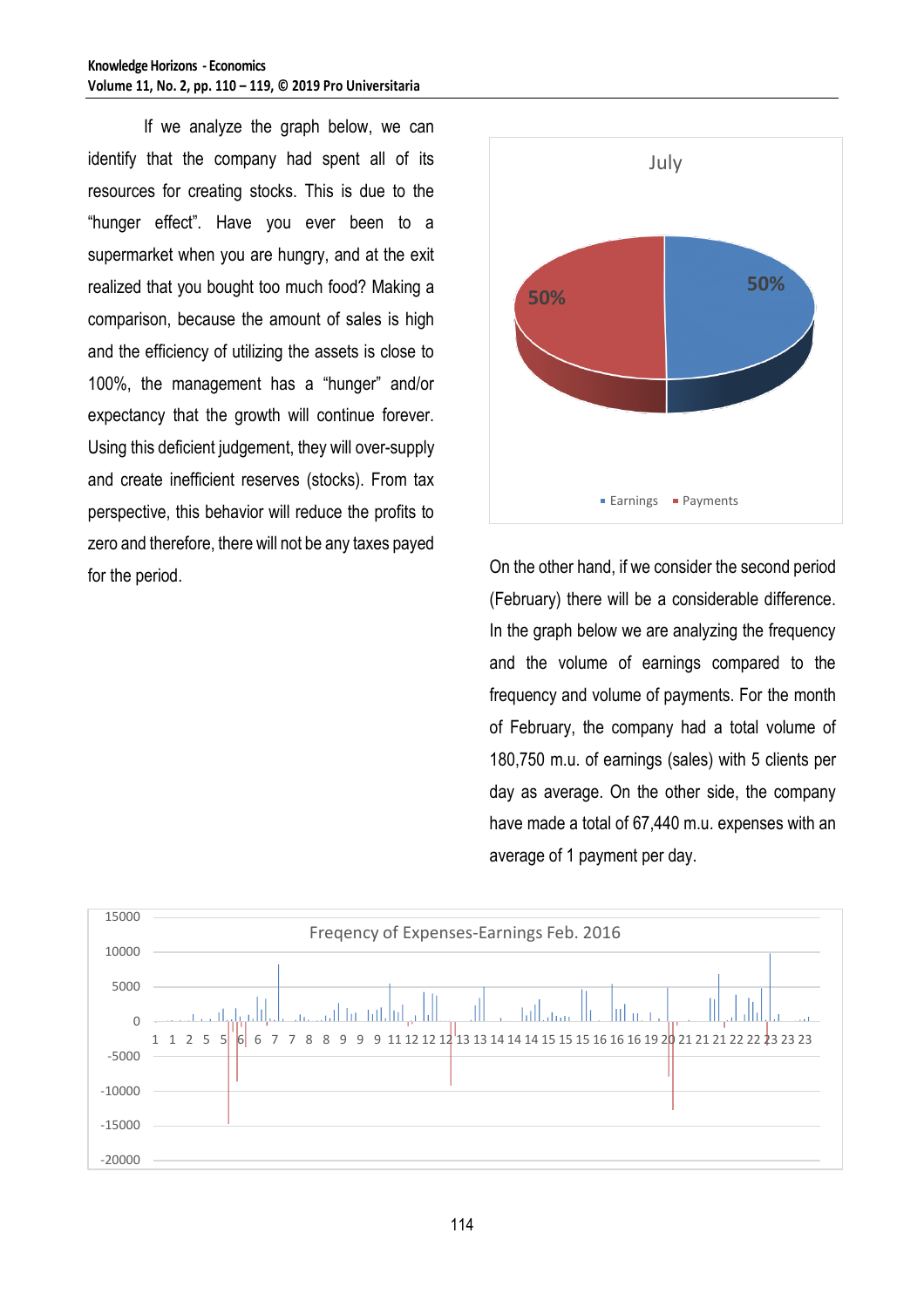If we analyze the graph below, we can identify that the company had spent all of its resources for creating stocks. This is due to the "hunger effect". Have you ever been to a supermarket when you are hungry, and at the exit realized that you bought too much food? Making a comparison, because the amount of sales is high and the efficiency of utilizing the assets is close to 100%, the management has a "hunger" and/or expectancy that the growth will continue forever. Using this deficient judgement, they will over-supply and create inefficient reserves (stocks). From tax perspective, this behavior will reduce the profits to zero and therefore, there will not be any taxes payed for the period.

On the other hand, if we consider the second period (February) there will be a considerable difference. In the graph below we are analyzing the frequency and the volume of earnings compared to the frequency and volume of payments. For the month of February, the company had a total volume of 180,750 m.u. of earnings (sales) with 5 clients per day as average. On the other side, the company have made a total of 67,440 m.u. expenses with an average of 1 payment per day.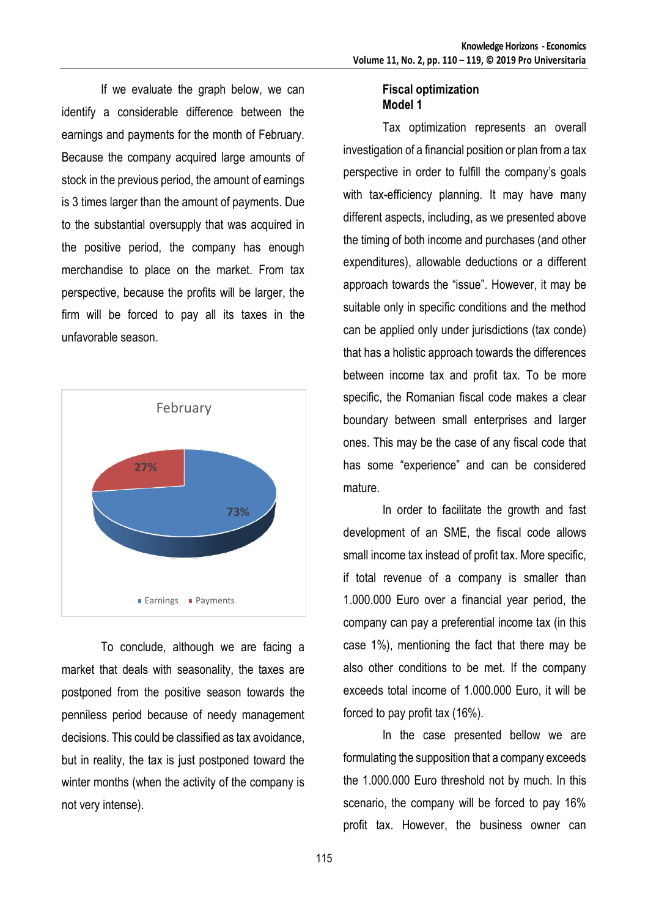If we evaluate the graph below, we can identify a considerable difference between the earnings and payments for the month of February. Because the company acquired large amounts of stock in the previous period, the amount of earnings is 3 times larger than the amount of payments. Due to the substantial oversupply that was acquired in the positive period, the company has enough merchandise to place on the market. From tax perspective, because the profits will be larger, the firm will be forced to pay all its taxes in the unfavorable season.

February

27%

73%

Earnings Payments

To conclude, although we are facing a market that deals with seasonality, the taxes are postponed from the positive season towards the penniless period because of needy management decisions. This could be classified as tax avoidance, but in reality, the tax is just postponed toward the winter months (when the activity of the company is not very intense).

## Fiscal optimization

### Model 1

Tax optimization represents an overall investigation of a financial position or plan from a tax perspective in order to fulfill the company's goals with tax-efficiency planning. It may have many different aspects, including, as we presented above the timing of both income and purchases (and other expenditures), allowable deductions or a different approach towards the "issue". However, it may be suitable only in specific conditions and the method can be applied only under jurisdictions (tax conde) that has a holistic approach towards the differences between income tax and profit tax. To be more specific, the Romanian fiscal code makes a clear boundary between small enterprises and larger ones. This may be the case of any fiscal code that has some "experience" and can be considered mature.

In order to facilitate the growth and fast development of an SME, the fiscal code allows small income tax instead of profit tax. More specific, if total revenue of a company is smaller than 1.000.000 Euro over a financial year period, the company can pay a preferential income tax (in this case 1%), mentioning the fact that there may be also other conditions to be met. If the company exceeds total income of 1.000.000 Euro, it will be forced to pay profit tax (16%).

In the case presented bellow we are formulating the supposition that a company exceeds the 1.000.000 Euro threshold not by much. In this scenario, the company will be forced to pay 16% profit tax. However, the business owner can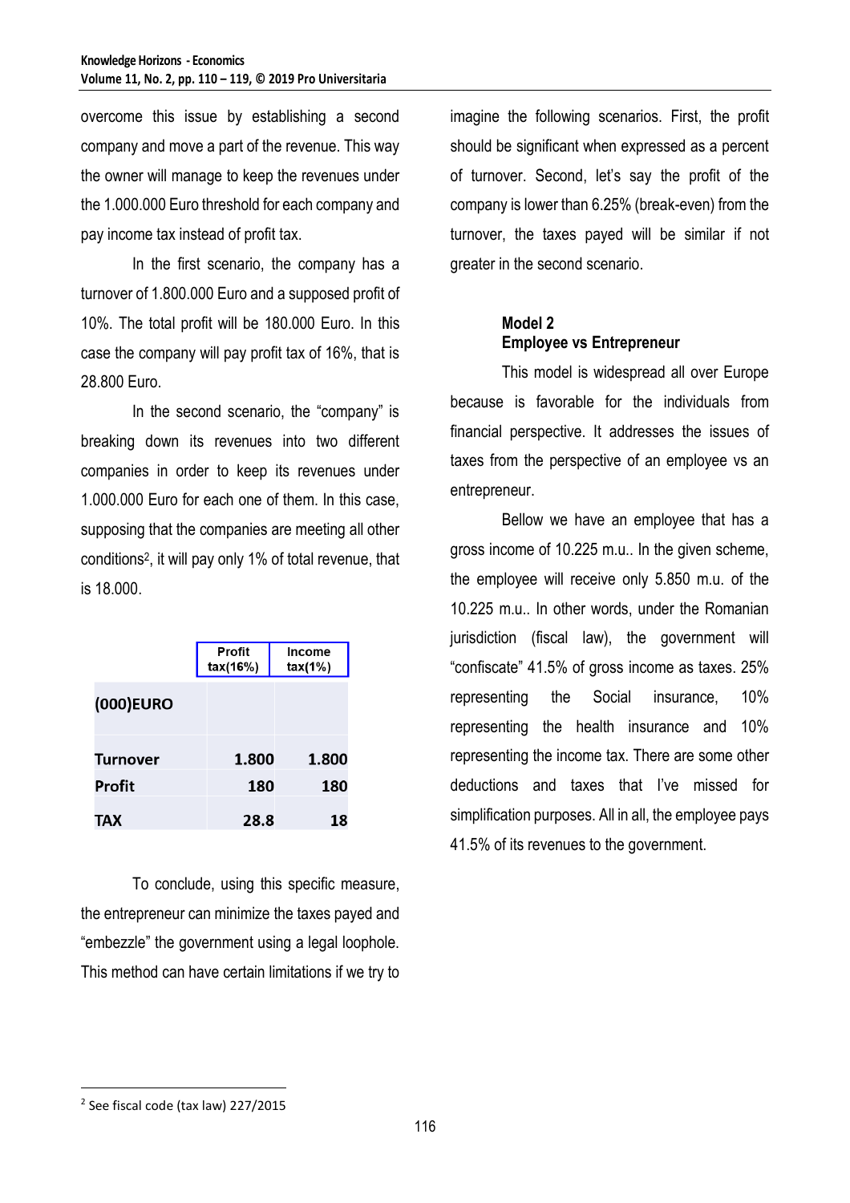overcome this issue by establishing a second company and move a part of the revenue. This way the owner will manage to keep the revenues under the 1.000.000 Euro threshold for each company and pay income tax instead of profit tax.

In the first scenario, the company has a turnover of 1.800.000 Euro and a supposed profit of 10%. The total profit will be 180.000 Euro. In this case the company will pay profit tax of 16%, that is 28.800 Euro.

In the second scenario, the "company" is breaking down its revenues into two different companies in order to keep its revenues under 1.000.000 Euro for each one of them. In this case, supposing that the companies are meeting all other conditions[2], it will pay only 1% of total revenue, that is 18.000.

| (000)EURO | Profit tax(16%) | Income tax(1%) |
|---|---|---|
| Turnover | 1.800 | 1.800 |
| Profit | 180 | 180 |
| TAX | 28.8 | 18 |

To conclude, using this specific measure, the entrepreneur can minimize the taxes payed and "embezzle" the government using a legal loophole. This method can have certain limitations if we try to imagine the following scenarios. First, the profit should be significant when expressed as a percent of turnover. Second, let's say the profit of the company is lower than 6.25% (break-even) from the turnover, the taxes payed will be similar if not greater in the second scenario.

**Model 2**
**Employee vs Entrepreneur**

This model is widespread all over Europe because is favorable for the individuals from financial perspective. It addresses the issues of taxes from the perspective of an employee vs an entrepreneur.

Bellow we have an employee that has a gross income of 10.225 m.u.. In the given scheme, the employee will receive only 5.850 m.u. of the 10.225 m.u.. In other words, under the Romanian jurisdiction (fiscal law), the government will "confiscate" 41.5% of gross income as taxes. 25% representing the Social insurance, 10% representing the health insurance and 10% representing the income tax. There are some other deductions and taxes that I've missed for simplification purposes. All in all, the employee pays 41.5% of its revenues to the government.

[2] See fiscal code (tax law) 227/2015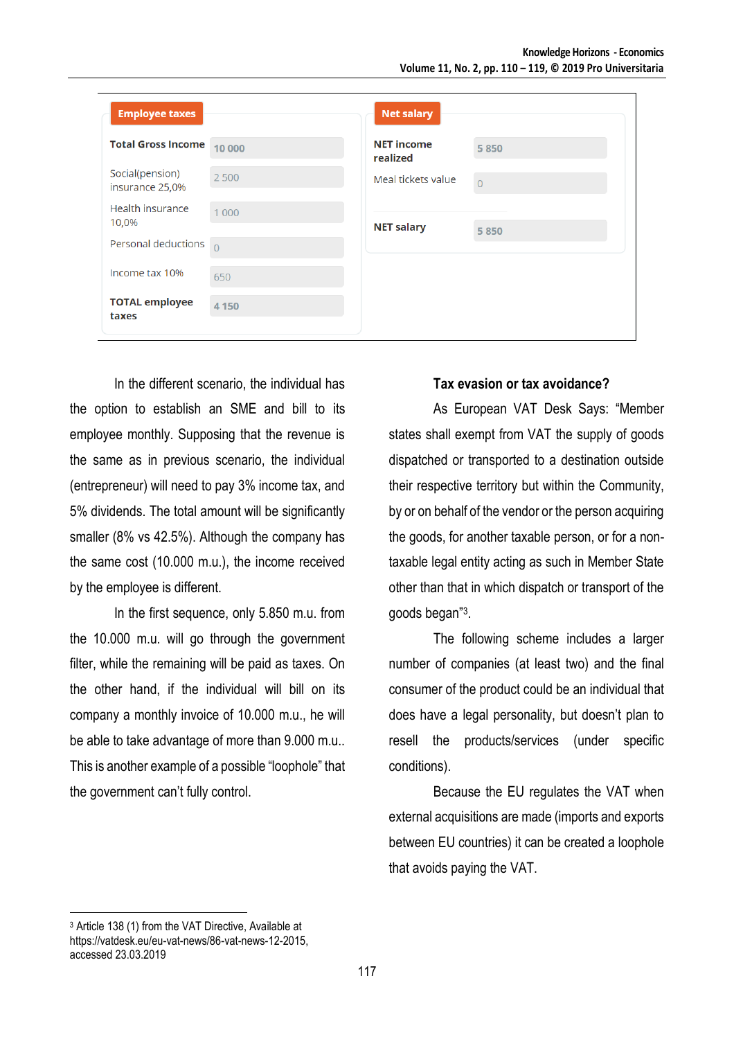| Employee taxes | |
|---|---|
| Total Gross Income | 10 000 |
| Social(pension) insurance 25,0% | 2 500 |
| Health insurance 10,0% | 1 000 |
| Personal deductions | 0 |
| Income tax 10% | 650 |
| TOTAL employee taxes | 4 150 |

| Net salary | |
|---|---|
| NET income realized | 5 850 |
| Meal tickets value | 0 |
| NET salary | 5 850 |

In the different scenario, the individual has the option to establish an SME and bill to its employee monthly. Supposing that the revenue is the same as in previous scenario, the individual (entrepreneur) will need to pay 3% income tax, and 5% dividends. The total amount will be significantly smaller (8% vs 42.5%). Although the company has the same cost (10.000 m.u.), the income received by the employee is different.

In the first sequence, only 5.850 m.u. from the 10.000 m.u. will go through the government filter, while the remaining will be paid as taxes. On the other hand, if the individual will bill on its company a monthly invoice of 10.000 m.u., he will be able to take advantage of more than 9.000 m.u.. This is another example of a possible "loophole" that the government can't fully control.

**Tax evasion or tax avoidance?**

As European VAT Desk Says: "Member states shall exempt from VAT the supply of goods dispatched or transported to a destination outside their respective territory but within the Community, by or on behalf of the vendor or the person acquiring the goods, for another taxable person, or for a non-taxable legal entity acting as such in Member State other than that in which dispatch or transport of the goods began"[3].

The following scheme includes a larger number of companies (at least two) and the final consumer of the product could be an individual that does have a legal personality, but doesn't plan to resell the products/services (under specific conditions).

Because the EU regulates the VAT when external acquisitions are made (imports and exports between EU countries) it can be created a loophole that avoids paying the VAT.

---

[3] Article 138 (1) from the VAT Directive, Available at https://vatdesk.eu/eu-vat-news/86-vat-news-12-2015, accessed 23.03.2019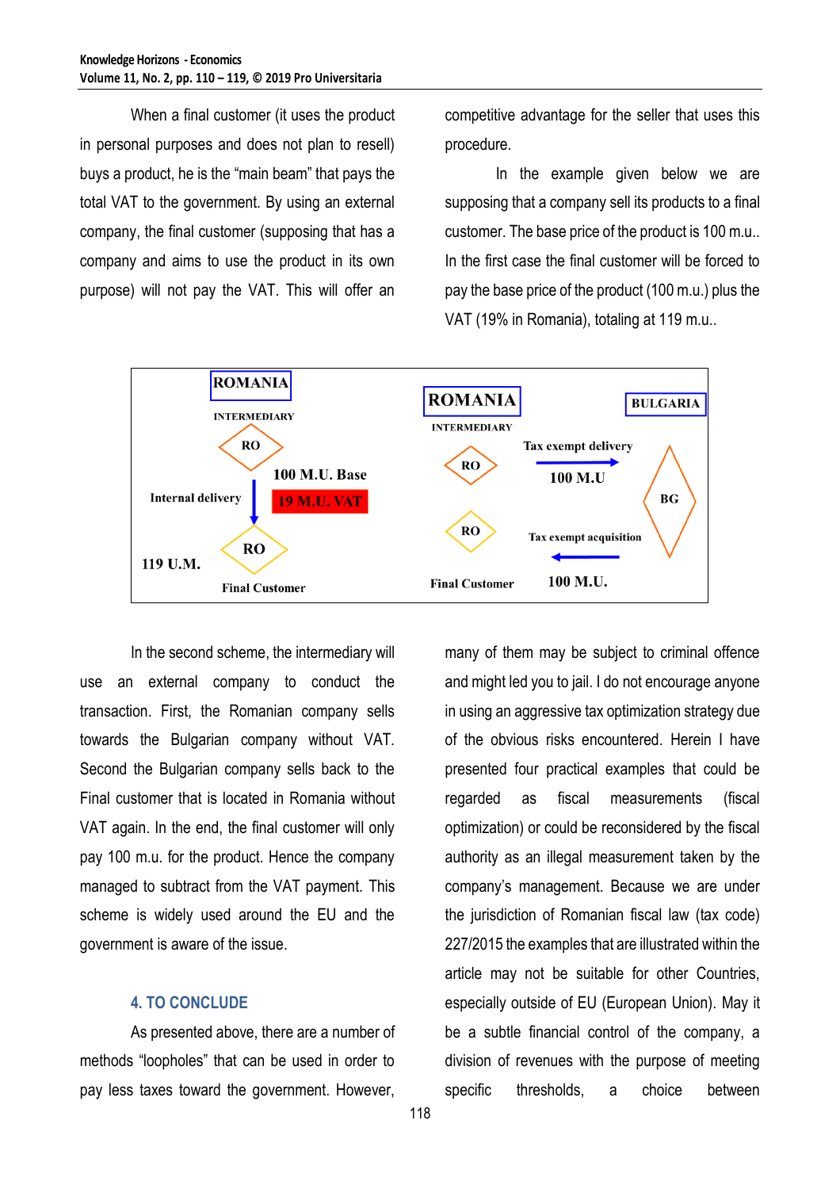When a final customer (it uses the product in personal purposes and does not plan to resell) buys a product, he is the "main beam" that pays the total VAT to the government. By using an external company, the final customer (supposing that has a company and aims to use the product in its own purpose) will not pay the VAT. This will offer an competitive advantage for the seller that uses this procedure.

In the example given below we are supposing that a company sell its products to a final customer. The base price of the product is 100 m.u.. In the first case the final customer will be forced to pay the base price of the product (100 m.u.) plus the VAT (19% in Romania), totaling at 119 m.u..

ROMANIA
INTERMEDIARY
RO
100 M.U. Base
Internal delivery
19 M.U. VAT
RO
119 U.M.
Final Customer

ROMANIA
INTERMEDIARY
RO
Tax exempt delivery
100 M.U
BULGARIA
BG
RO
Tax exempt acquisition
Final Customer
100 M.U.

In the second scheme, the intermediary will use an external company to conduct the transaction. First, the Romanian company sells towards the Bulgarian company without VAT. Second the Bulgarian company sells back to the Final customer that is located in Romania without VAT again. In the end, the final customer will only pay 100 m.u. for the product. Hence the company managed to subtract from the VAT payment. This scheme is widely used around the EU and the government is aware of the issue.

## 4. TO CONCLUDE

As presented above, there are a number of methods "loopholes" that can be used in order to pay less taxes toward the government. However, many of them may be subject to criminal offence and might led you to jail. I do not encourage anyone in using an aggressive tax optimization strategy due of the obvious risks encountered. Herein I have presented four practical examples that could be regarded as fiscal measurements (fiscal optimization) or could be reconsidered by the fiscal authority as an illegal measurement taken by the company's management. Because we are under the jurisdiction of Romanian fiscal law (tax code) 227/2015 the examples that are illustrated within the article may not be suitable for other Countries, especially outside of EU (European Union). May it be a subtle financial control of the company, a division of revenues with the purpose of meeting specific thresholds, a choice between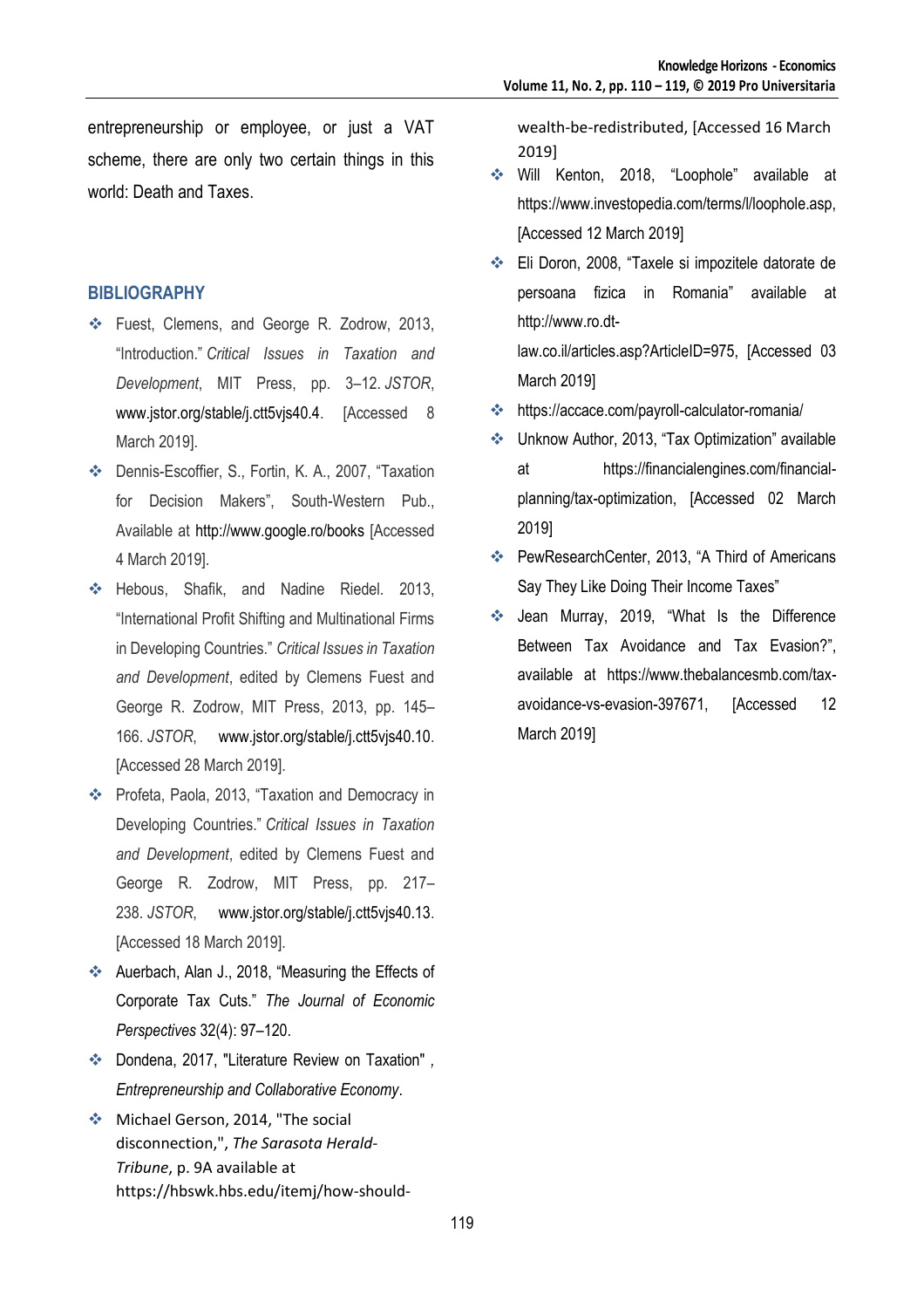entrepreneurship or employee, or just a VAT scheme, there are only two certain things in this world: Death and Taxes.

## BIBLIOGRAPHY

- Fuest, Clemens, and George R. Zodrow, 2013, "Introduction." *Critical Issues in Taxation and Development*, MIT Press, pp. 3–12. *JSTOR*, www.jstor.org/stable/j.ctt5vjs40.4. [Accessed 8 March 2019].
- Dennis-Escoffier, S., Fortin, K. A., 2007, "Taxation for Decision Makers", South-Western Pub., Available at http://www.google.ro/books [Accessed 4 March 2019].
- Hebous, Shafik, and Nadine Riedel. 2013, "International Profit Shifting and Multinational Firms in Developing Countries." *Critical Issues in Taxation and Development*, edited by Clemens Fuest and George R. Zodrow, MIT Press, 2013, pp. 145–166. *JSTOR*, www.jstor.org/stable/j.ctt5vjs40.10. [Accessed 28 March 2019].
- Profeta, Paola, 2013, "Taxation and Democracy in Developing Countries." *Critical Issues in Taxation and Development*, edited by Clemens Fuest and George R. Zodrow, MIT Press, pp. 217–238. *JSTOR*, www.jstor.org/stable/j.ctt5vjs40.13. [Accessed 18 March 2019].
- Auerbach, Alan J., 2018, "Measuring the Effects of Corporate Tax Cuts." *The Journal of Economic Perspectives* 32(4): 97–120.
- Dondena, 2017, "Literature Review on Taxation" *, Entrepreneurship and Collaborative Economy*.
- Michael Gerson, 2014, "The social disconnection,", *The Sarasota Herald-Tribune*, p. 9A available at https://hbswk.hbs.edu/itemj/how-should-wealth-be-redistributed, [Accessed 16 March 2019]
- Will Kenton, 2018, "Loophole" available at https://www.investopedia.com/terms/l/loophole.asp, [Accessed 12 March 2019]
- Eli Doron, 2008, "Taxele si impozitele datorate de persoana fizica in Romania" available at http://www.ro.dt-law.co.il/articles.asp?ArticleID=975, [Accessed 03 March 2019]
- https://accace.com/payroll-calculator-romania/
- Unknow Author, 2013, "Tax Optimization" available at https://financialengines.com/financial-planning/tax-optimization, [Accessed 02 March 2019]
- PewResearchCenter, 2013, "A Third of Americans Say They Like Doing Their Income Taxes"
- Jean Murray, 2019, "What Is the Difference Between Tax Avoidance and Tax Evasion?", available at https://www.thebalancesmb.com/tax-avoidance-vs-evasion-397671, [Accessed 12 March 2019]